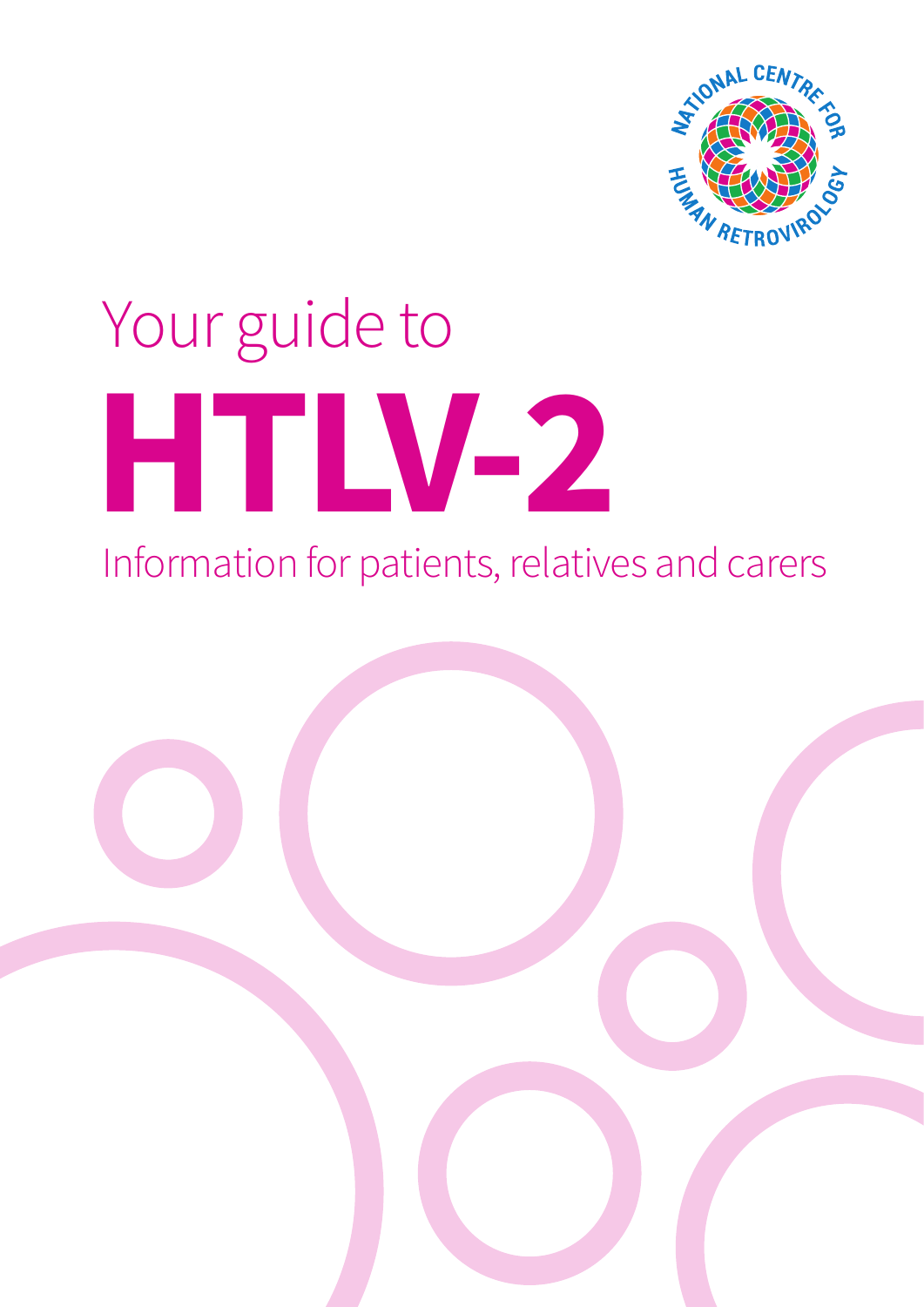NATIONAL CENTRE FOR HUMAN RETROVIROLOGY

Your guide to

# HTLV-2

Information for patients, relatives and carers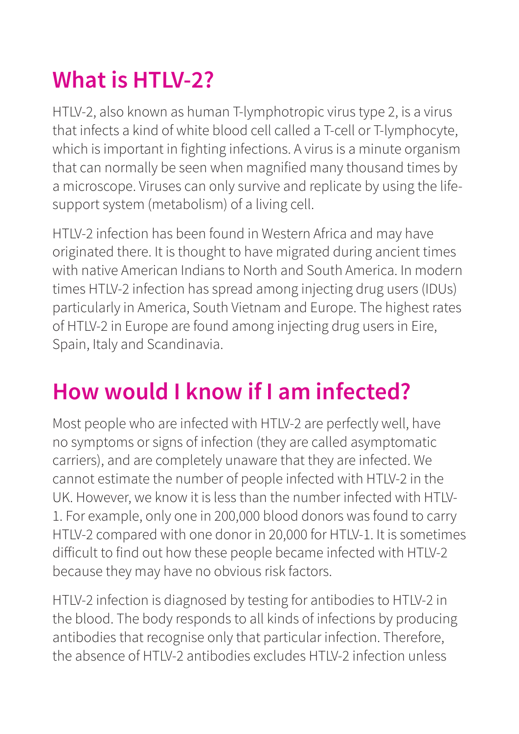# What is HTLV-2?

HTLV-2, also known as human T-lymphotropic virus type 2, is a virus that infects a kind of white blood cell called a T-cell or T-lymphocyte, which is important in fighting infections. A virus is a minute organism that can normally be seen when magnified many thousand times by a microscope. Viruses can only survive and replicate by using the life-support system (metabolism) of a living cell.

HTLV-2 infection has been found in Western Africa and may have originated there. It is thought to have migrated during ancient times with native American Indians to North and South America. In modern times HTLV-2 infection has spread among injecting drug users (IDUs) particularly in America, South Vietnam and Europe. The highest rates of HTLV-2 in Europe are found among injecting drug users in Eire, Spain, Italy and Scandinavia.

# How would I know if I am infected?

Most people who are infected with HTLV-2 are perfectly well, have no symptoms or signs of infection (they are called asymptomatic carriers), and are completely unaware that they are infected. We cannot estimate the number of people infected with HTLV-2 in the UK. However, we know it is less than the number infected with HTLV-1. For example, only one in 200,000 blood donors was found to carry HTLV-2 compared with one donor in 20,000 for HTLV-1. It is sometimes difficult to find out how these people became infected with HTLV-2 because they may have no obvious risk factors.

HTLV-2 infection is diagnosed by testing for antibodies to HTLV-2 in the blood. The body responds to all kinds of infections by producing antibodies that recognise only that particular infection. Therefore, the absence of HTLV-2 antibodies excludes HTLV-2 infection unless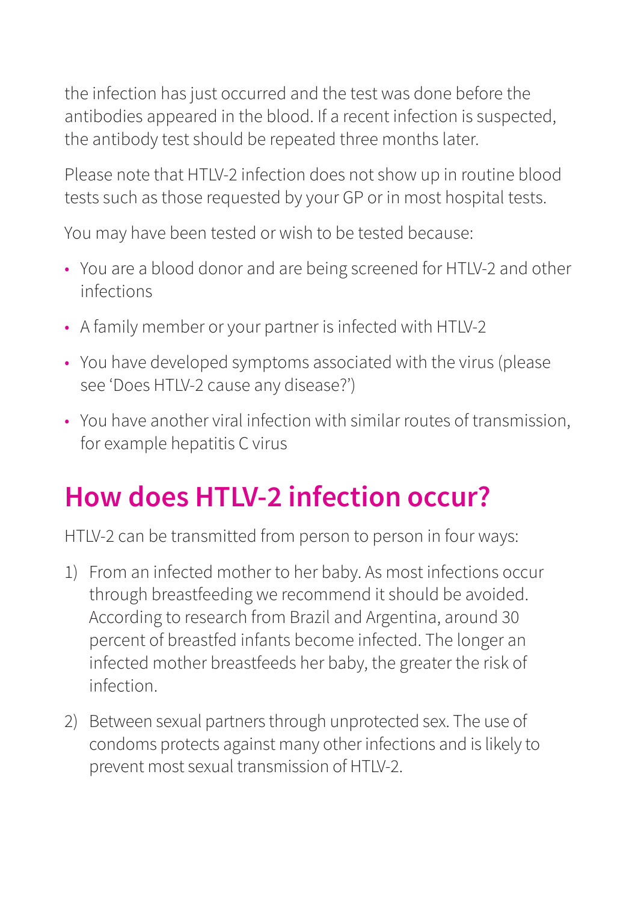the infection has just occurred and the test was done before the antibodies appeared in the blood. If a recent infection is suspected, the antibody test should be repeated three months later.

Please note that HTLV-2 infection does not show up in routine blood tests such as those requested by your GP or in most hospital tests.

You may have been tested or wish to be tested because:

- You are a blood donor and are being screened for HTLV-2 and other infections
- A family member or your partner is infected with HTLV-2
- You have developed symptoms associated with the virus (please see 'Does HTLV-2 cause any disease?')
- You have another viral infection with similar routes of transmission, for example hepatitis C virus

## How does HTLV-2 infection occur?

HTLV-2 can be transmitted from person to person in four ways:

1) From an infected mother to her baby. As most infections occur through breastfeeding we recommend it should be avoided. According to research from Brazil and Argentina, around 30 percent of breastfed infants become infected. The longer an infected mother breastfeeds her baby, the greater the risk of infection.
2) Between sexual partners through unprotected sex. The use of condoms protects against many other infections and is likely to prevent most sexual transmission of HTLV-2.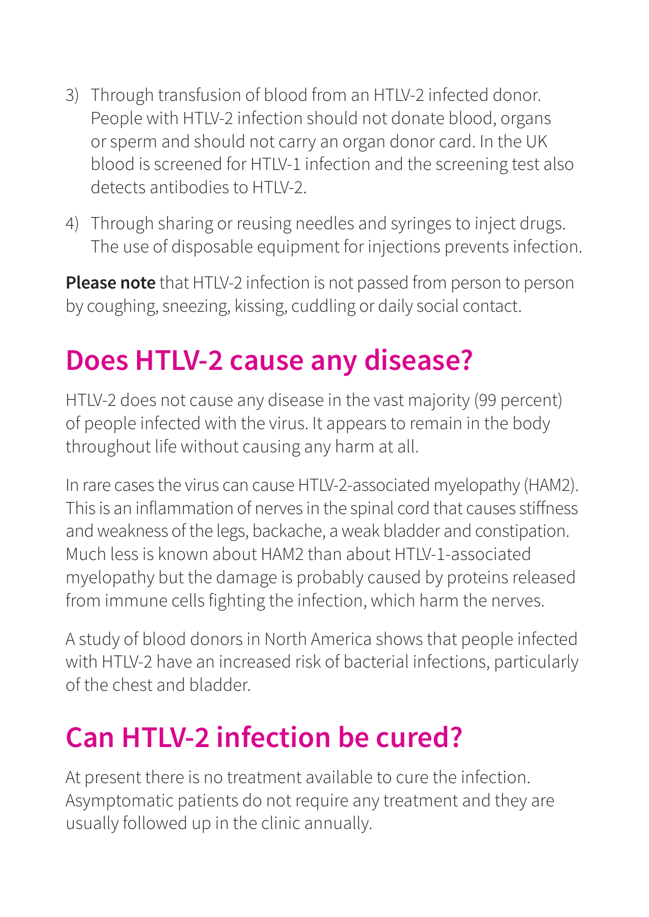3) Through transfusion of blood from an HTLV-2 infected donor. People with HTLV-2 infection should not donate blood, organs or sperm and should not carry an organ donor card. In the UK blood is screened for HTLV-1 infection and the screening test also detects antibodies to HTLV-2.

4) Through sharing or reusing needles and syringes to inject drugs. The use of disposable equipment for injections prevents infection.

**Please note** that HTLV-2 infection is not passed from person to person by coughing, sneezing, kissing, cuddling or daily social contact.

## Does HTLV-2 cause any disease?

HTLV-2 does not cause any disease in the vast majority (99 percent) of people infected with the virus. It appears to remain in the body throughout life without causing any harm at all.

In rare cases the virus can cause HTLV-2-associated myelopathy (HAM2). This is an inflammation of nerves in the spinal cord that causes stiffness and weakness of the legs, backache, a weak bladder and constipation. Much less is known about HAM2 than about HTLV-1-associated myelopathy but the damage is probably caused by proteins released from immune cells fighting the infection, which harm the nerves.

A study of blood donors in North America shows that people infected with HTLV-2 have an increased risk of bacterial infections, particularly of the chest and bladder.

## Can HTLV-2 infection be cured?

At present there is no treatment available to cure the infection. Asymptomatic patients do not require any treatment and they are usually followed up in the clinic annually.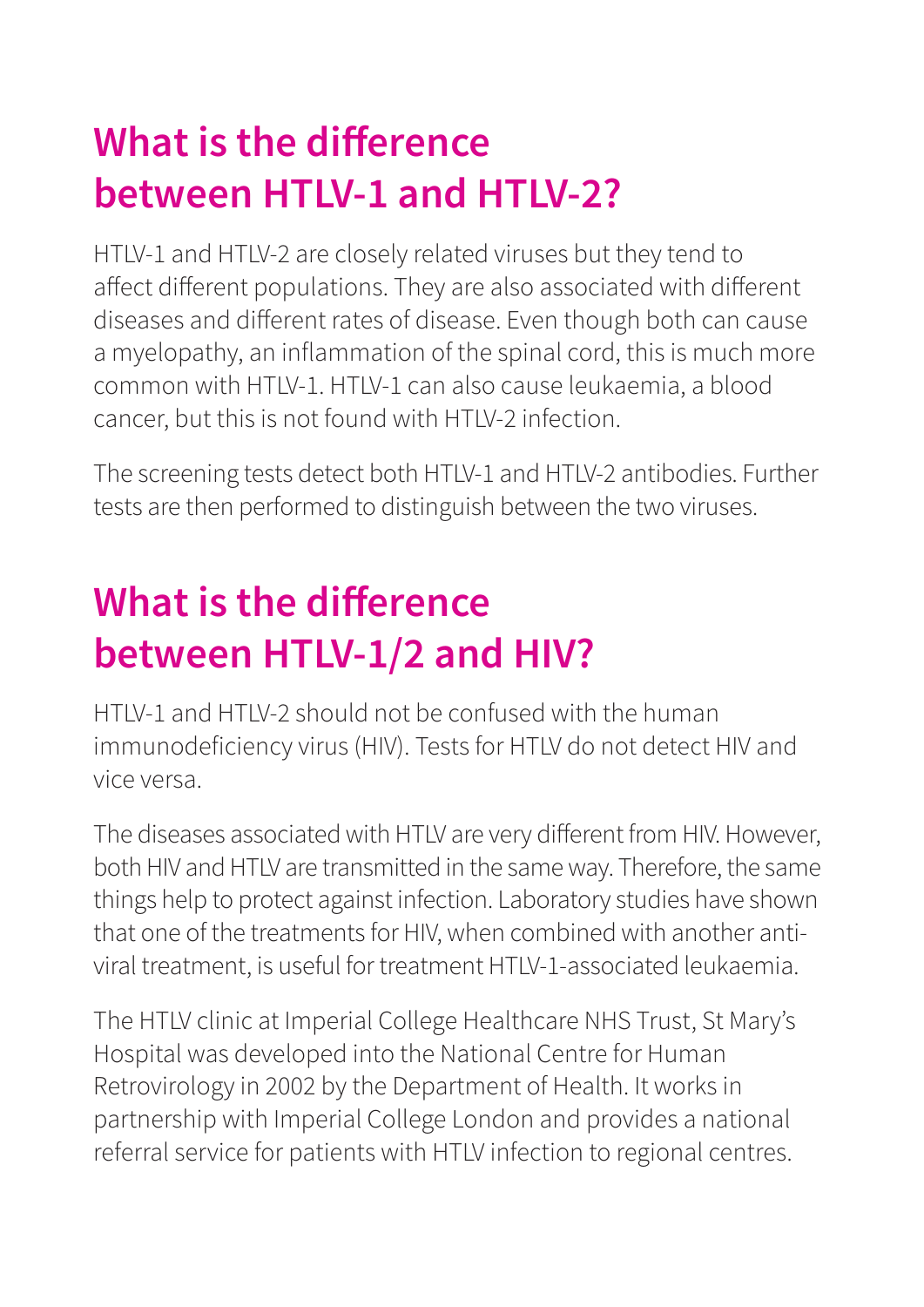## What is the difference between HTLV-1 and HTLV-2?

HTLV-1 and HTLV-2 are closely related viruses but they tend to affect different populations. They are also associated with different diseases and different rates of disease. Even though both can cause a myelopathy, an inflammation of the spinal cord, this is much more common with HTLV-1. HTLV-1 can also cause leukaemia, a blood cancer, but this is not found with HTLV-2 infection.

The screening tests detect both HTLV-1 and HTLV-2 antibodies. Further tests are then performed to distinguish between the two viruses.

## What is the difference between HTLV-1/2 and HIV?

HTLV-1 and HTLV-2 should not be confused with the human immunodeficiency virus (HIV). Tests for HTLV do not detect HIV and vice versa.

The diseases associated with HTLV are very different from HIV. However, both HIV and HTLV are transmitted in the same way. Therefore, the same things help to protect against infection. Laboratory studies have shown that one of the treatments for HIV, when combined with another anti-viral treatment, is useful for treatment HTLV-1-associated leukaemia.

The HTLV clinic at Imperial College Healthcare NHS Trust, St Mary's Hospital was developed into the National Centre for Human Retrovirology in 2002 by the Department of Health. It works in partnership with Imperial College London and provides a national referral service for patients with HTLV infection to regional centres.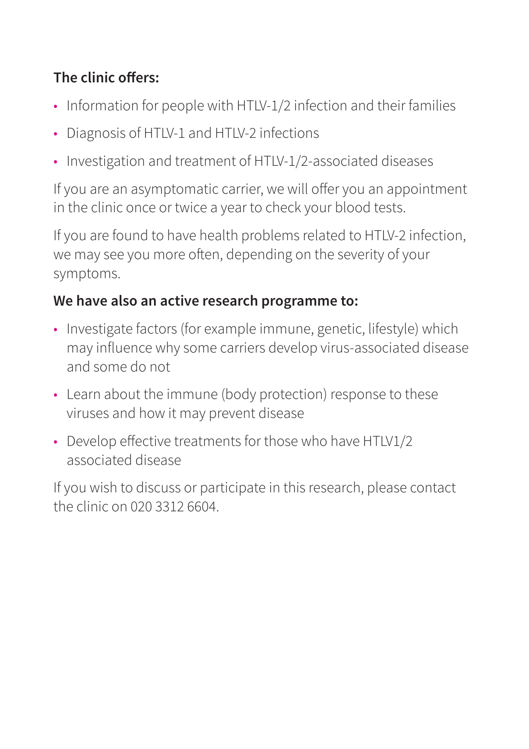**The clinic offers:**

- Information for people with HTLV-1/2 infection and their families
- Diagnosis of HTLV-1 and HTLV-2 infections
- Investigation and treatment of HTLV-1/2-associated diseases

If you are an asymptomatic carrier, we will offer you an appointment in the clinic once or twice a year to check your blood tests.

If you are found to have health problems related to HTLV-2 infection, we may see you more often, depending on the severity of your symptoms.

**We have also an active research programme to:**

- Investigate factors (for example immune, genetic, lifestyle) which may influence why some carriers develop virus-associated disease and some do not
- Learn about the immune (body protection) response to these viruses and how it may prevent disease
- Develop effective treatments for those who have HTLV1/2 associated disease

If you wish to discuss or participate in this research, please contact the clinic on 020 3312 6604.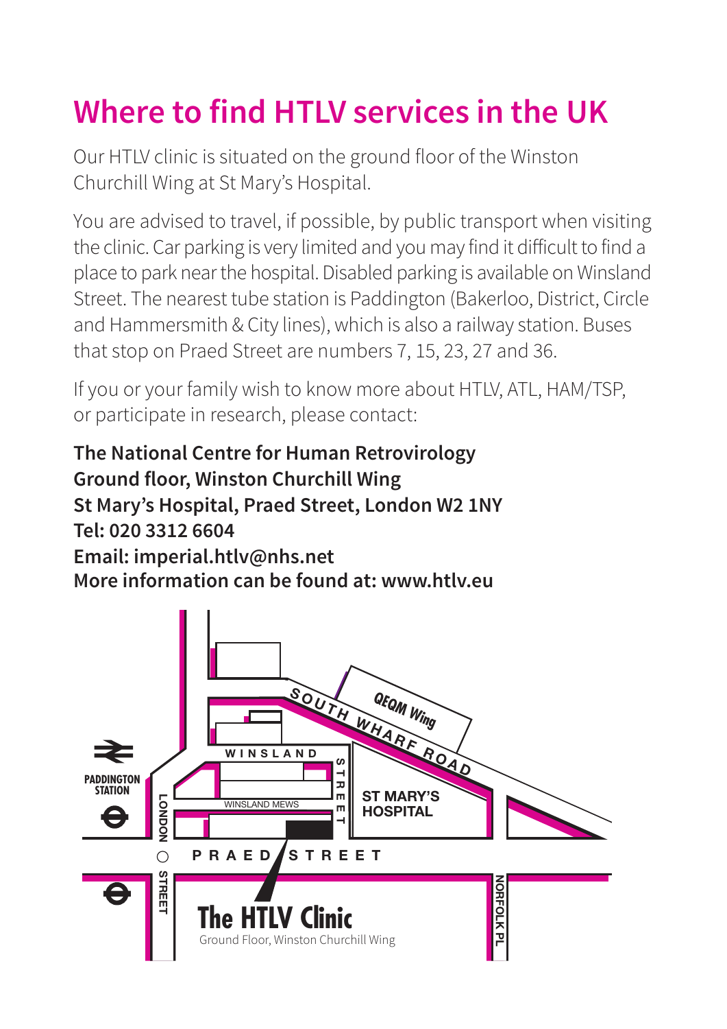# Where to find HTLV services in the UK

Our HTLV clinic is situated on the ground floor of the Winston Churchill Wing at St Mary's Hospital.

You are advised to travel, if possible, by public transport when visiting the clinic. Car parking is very limited and you may find it difficult to find a place to park near the hospital. Disabled parking is available on Winsland Street. The nearest tube station is Paddington (Bakerloo, District, Circle and Hammersmith & City lines), which is also a railway station. Buses that stop on Praed Street are numbers 7, 15, 23, 27 and 36.

If you or your family wish to know more about HTLV, ATL, HAM/TSP, or participate in research, please contact:

**The National Centre for Human Retrovirology**
**Ground floor, Winston Churchill Wing**
**St Mary's Hospital, Praed Street, London W2 1NY**
**Tel: 020 3312 6604**
**Email: imperial.htlv@nhs.net**
**More information can be found at: www.htlv.eu**

PADDINGTON STATION

SOUTH WHARF ROAD

QEQM Wing

WINSLAND STREET

WINSLAND MEWS

ST MARY'S HOSPITAL

LONDON STREET

PRAED STREET

NORFOLK PL

**The HTLV Clinic**
Ground Floor, Winston Churchill Wing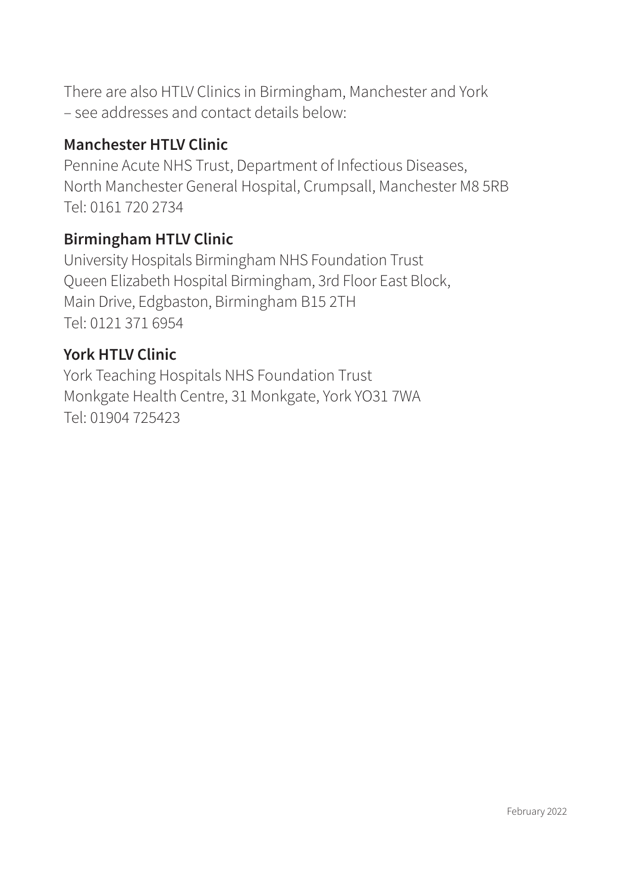There are also HTLV Clinics in Birmingham, Manchester and York – see addresses and contact details below:

**Manchester HTLV Clinic**

Pennine Acute NHS Trust, Department of Infectious Diseases, North Manchester General Hospital, Crumpsall, Manchester M8 5RB
Tel: 0161 720 2734

**Birmingham HTLV Clinic**

University Hospitals Birmingham NHS Foundation Trust
Queen Elizabeth Hospital Birmingham, 3rd Floor East Block, Main Drive, Edgbaston, Birmingham B15 2TH
Tel: 0121 371 6954

**York HTLV Clinic**

York Teaching Hospitals NHS Foundation Trust
Monkgate Health Centre, 31 Monkgate, York YO31 7WA
Tel: 01904 725423

February 2022